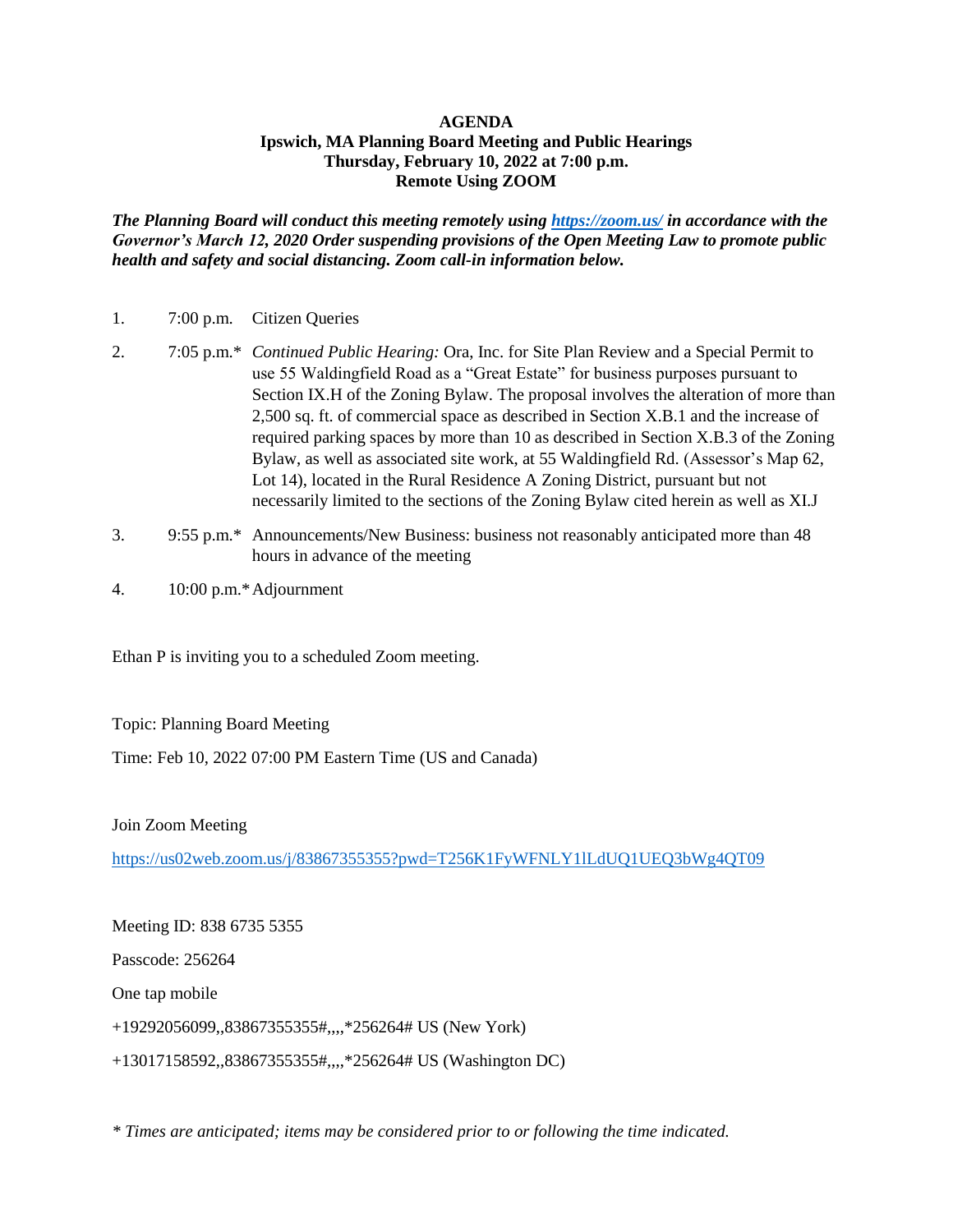**AGENDA**
**Ipswich, MA Planning Board Meeting and Public Hearings**
**Thursday, February 10, 2022 at 7:00 p.m.**
**Remote Using ZOOM**

***The Planning Board will conduct this meeting remotely using https://zoom.us/ in accordance with the Governor's March 12, 2020 Order suspending provisions of the Open Meeting Law to promote public health and safety and social distancing. Zoom call-in information below.***

1. 7:00 p.m. Citizen Queries

2. 7:05 p.m.* *Continued Public Hearing:* Ora, Inc. for Site Plan Review and a Special Permit to use 55 Waldingfield Road as a "Great Estate" for business purposes pursuant to Section IX.H of the Zoning Bylaw. The proposal involves the alteration of more than 2,500 sq. ft. of commercial space as described in Section X.B.1 and the increase of required parking spaces by more than 10 as described in Section X.B.3 of the Zoning Bylaw, as well as associated site work, at 55 Waldingfield Rd. (Assessor's Map 62, Lot 14), located in the Rural Residence A Zoning District, pursuant but not necessarily limited to the sections of the Zoning Bylaw cited herein as well as XI.J

3. 9:55 p.m.* Announcements/New Business: business not reasonably anticipated more than 48 hours in advance of the meeting

4. 10:00 p.m.* Adjournment

Ethan P is inviting you to a scheduled Zoom meeting.

Topic: Planning Board Meeting

Time: Feb 10, 2022 07:00 PM Eastern Time (US and Canada)

Join Zoom Meeting

https://us02web.zoom.us/j/83867355355?pwd=T256K1FyWFNLY1lLdUQ1UEQ3bWg4QT09

Meeting ID: 838 6735 5355

Passcode: 256264

One tap mobile

+19292056099,,83867355355#,,,,*256264# US (New York)

+13017158592,,83867355355#,,,,*256264# US (Washington DC)

*\* Times are anticipated; items may be considered prior to or following the time indicated.*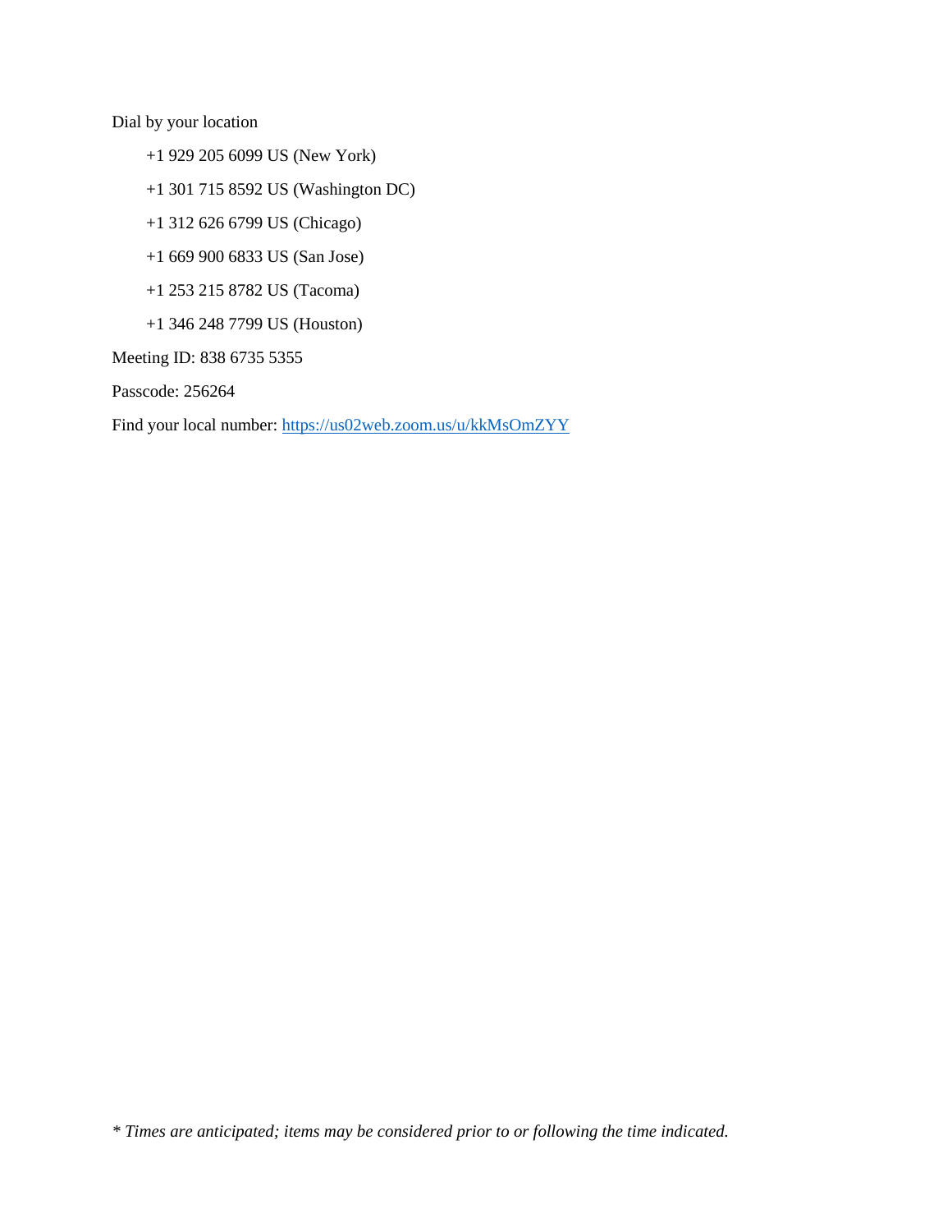Dial by your location

+1 929 205 6099 US (New York)

+1 301 715 8592 US (Washington DC)

+1 312 626 6799 US (Chicago)

+1 669 900 6833 US (San Jose)

+1 253 215 8782 US (Tacoma)

+1 346 248 7799 US (Houston)

Meeting ID: 838 6735 5355

Passcode: 256264

Find your local number: https://us02web.zoom.us/u/kkMsOmZYY

*\* Times are anticipated; items may be considered prior to or following the time indicated.*